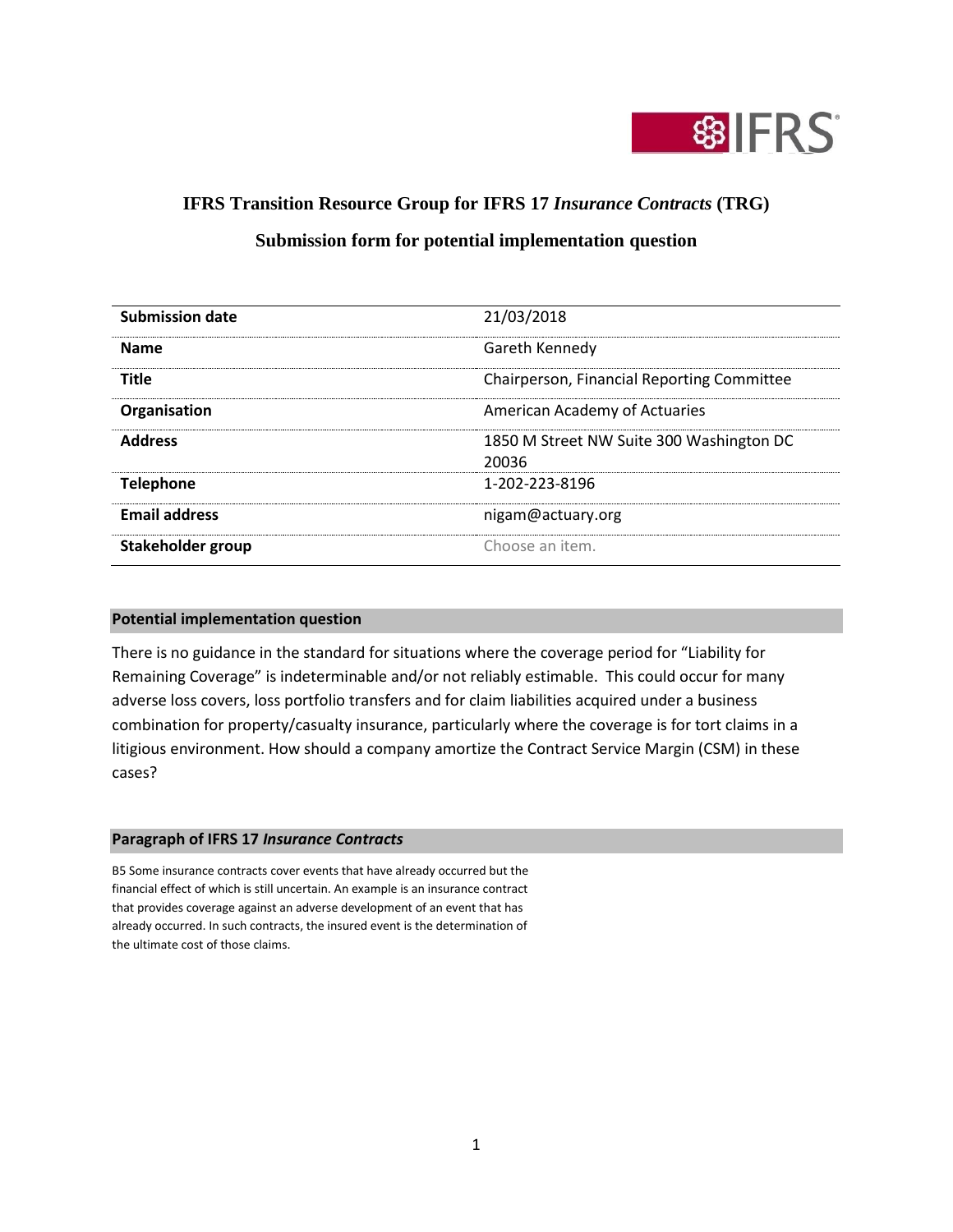# IFRS Transition Resource Group for IFRS 17 *Insurance Contracts* (TRG)

## Submission form for potential implementation question

| | |
|---|---|
| **Submission date** | 21/03/2018 |
| **Name** | Gareth Kennedy |
| **Title** | Chairperson, Financial Reporting Committee |
| **Organisation** | American Academy of Actuaries |
| **Address** | 1850 M Street NW Suite 300 Washington DC 20036 |
| **Telephone** | 1-202-223-8196 |
| **Email address** | nigam@actuary.org |
| **Stakeholder group** | Choose an item. |

### Potential implementation question

There is no guidance in the standard for situations where the coverage period for "Liability for Remaining Coverage" is indeterminable and/or not reliably estimable. This could occur for many adverse loss covers, loss portfolio transfers and for claim liabilities acquired under a business combination for property/casualty insurance, particularly where the coverage is for tort claims in a litigious environment. How should a company amortize the Contract Service Margin (CSM) in these cases?

### Paragraph of IFRS 17 *Insurance Contracts*

B5 Some insurance contracts cover events that have already occurred but the financial effect of which is still uncertain. An example is an insurance contract that provides coverage against an adverse development of an event that has already occurred. In such contracts, the insured event is the determination of the ultimate cost of those claims.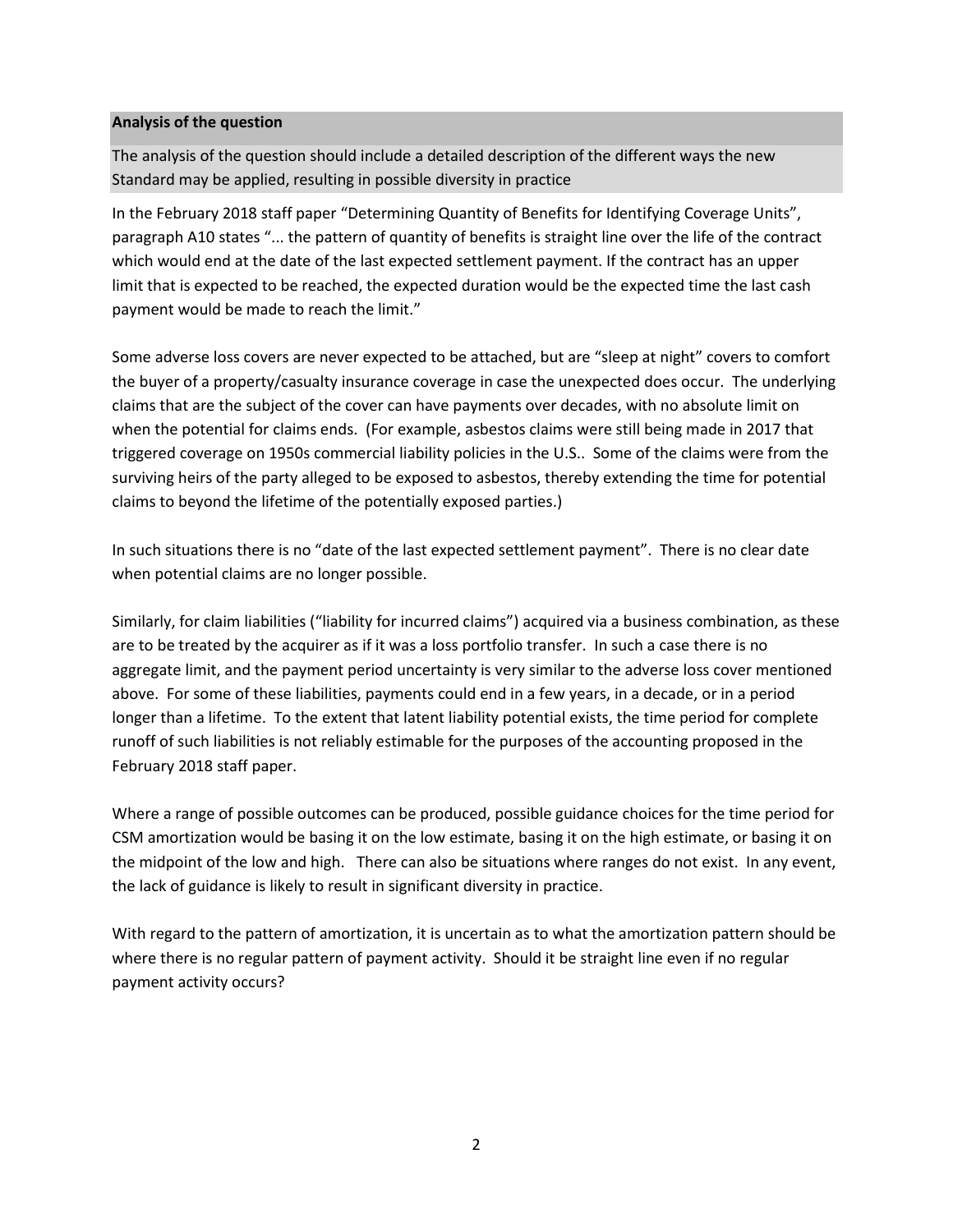**Analysis of the question**

The analysis of the question should include a detailed description of the different ways the new Standard may be applied, resulting in possible diversity in practice

In the February 2018 staff paper "Determining Quantity of Benefits for Identifying Coverage Units", paragraph A10 states "... the pattern of quantity of benefits is straight line over the life of the contract which would end at the date of the last expected settlement payment. If the contract has an upper limit that is expected to be reached, the expected duration would be the expected time the last cash payment would be made to reach the limit."

Some adverse loss covers are never expected to be attached, but are "sleep at night" covers to comfort the buyer of a property/casualty insurance coverage in case the unexpected does occur. The underlying claims that are the subject of the cover can have payments over decades, with no absolute limit on when the potential for claims ends. (For example, asbestos claims were still being made in 2017 that triggered coverage on 1950s commercial liability policies in the U.S.. Some of the claims were from the surviving heirs of the party alleged to be exposed to asbestos, thereby extending the time for potential claims to beyond the lifetime of the potentially exposed parties.)

In such situations there is no "date of the last expected settlement payment". There is no clear date when potential claims are no longer possible.

Similarly, for claim liabilities ("liability for incurred claims") acquired via a business combination, as these are to be treated by the acquirer as if it was a loss portfolio transfer. In such a case there is no aggregate limit, and the payment period uncertainty is very similar to the adverse loss cover mentioned above. For some of these liabilities, payments could end in a few years, in a decade, or in a period longer than a lifetime. To the extent that latent liability potential exists, the time period for complete runoff of such liabilities is not reliably estimable for the purposes of the accounting proposed in the February 2018 staff paper.

Where a range of possible outcomes can be produced, possible guidance choices for the time period for CSM amortization would be basing it on the low estimate, basing it on the high estimate, or basing it on the midpoint of the low and high. There can also be situations where ranges do not exist. In any event, the lack of guidance is likely to result in significant diversity in practice.

With regard to the pattern of amortization, it is uncertain as to what the amortization pattern should be where there is no regular pattern of payment activity. Should it be straight line even if no regular payment activity occurs?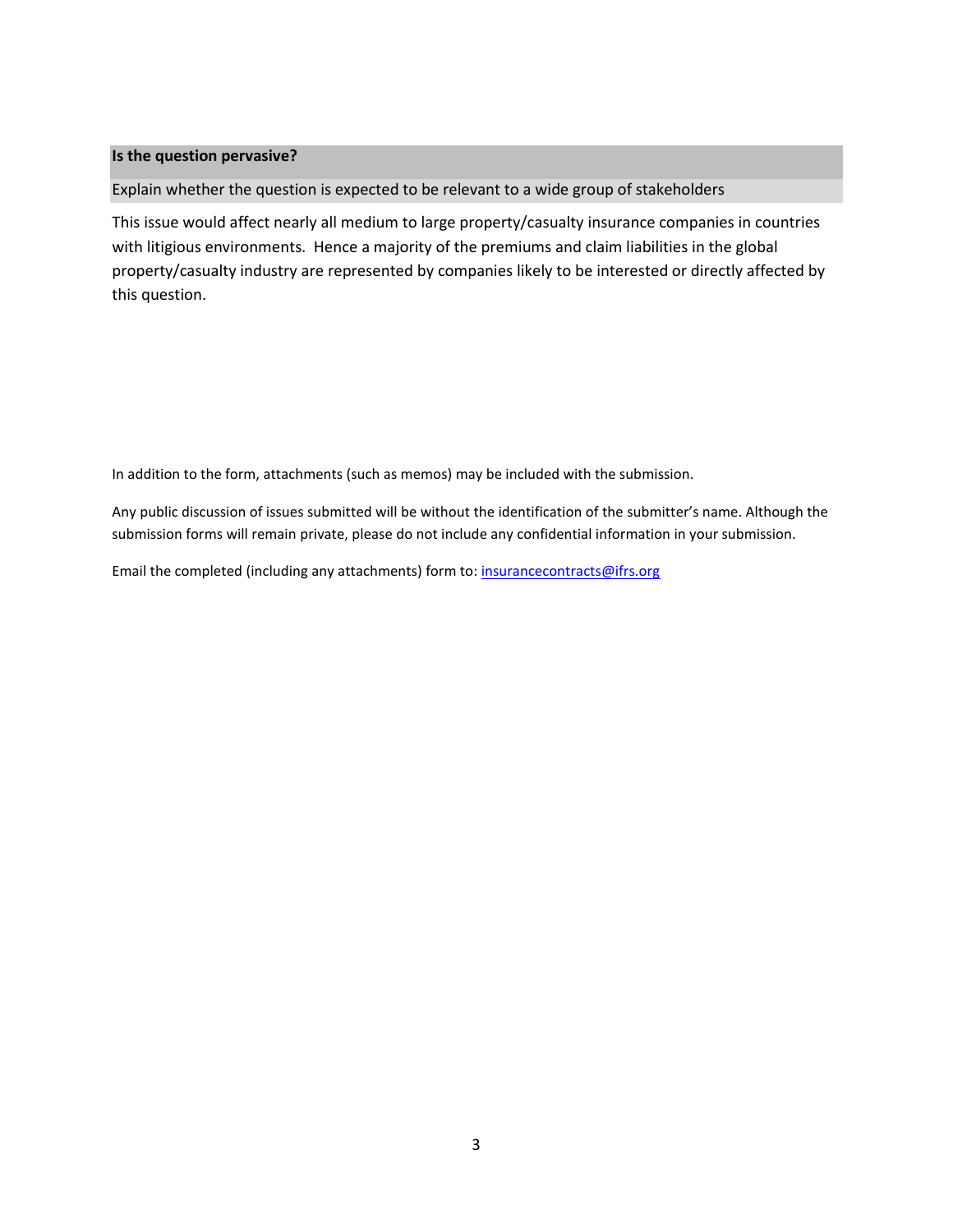**Is the question pervasive?**

Explain whether the question is expected to be relevant to a wide group of stakeholders

This issue would affect nearly all medium to large property/casualty insurance companies in countries with litigious environments. Hence a majority of the premiums and claim liabilities in the global property/casualty industry are represented by companies likely to be interested or directly affected by this question.

In addition to the form, attachments (such as memos) may be included with the submission.

Any public discussion of issues submitted will be without the identification of the submitter's name. Although the submission forms will remain private, please do not include any confidential information in your submission.

Email the completed (including any attachments) form to: insurancecontracts@ifrs.org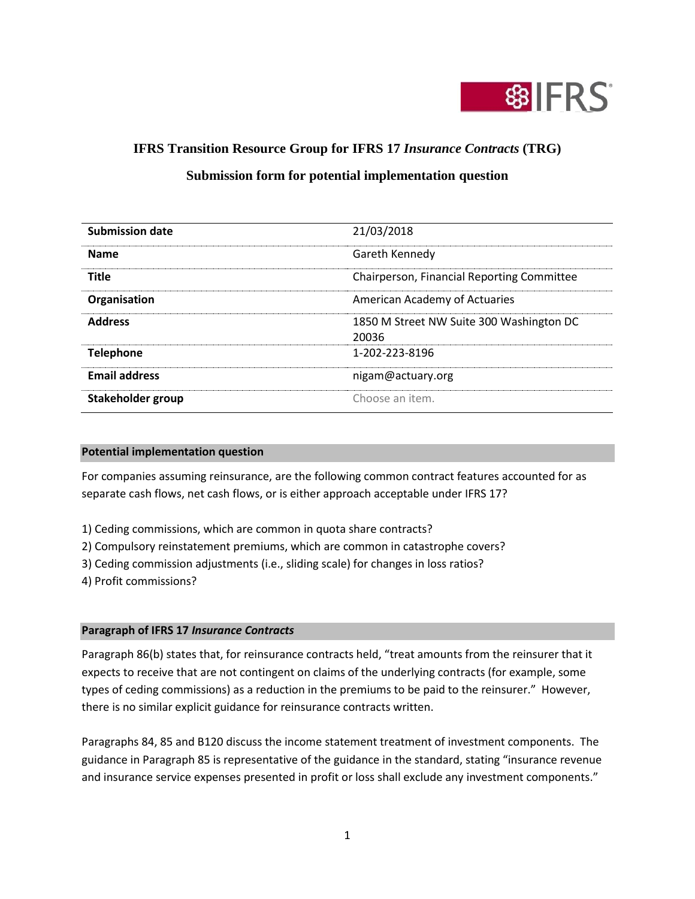# IFRS Transition Resource Group for IFRS 17 *Insurance Contracts* (TRG)

## Submission form for potential implementation question

| | |
|---|---|
| **Submission date** | 21/03/2018 |
| **Name** | Gareth Kennedy |
| **Title** | Chairperson, Financial Reporting Committee |
| **Organisation** | American Academy of Actuaries |
| **Address** | 1850 M Street NW Suite 300 Washington DC 20036 |
| **Telephone** | 1-202-223-8196 |
| **Email address** | nigam@actuary.org |
| **Stakeholder group** | Choose an item. |

### Potential implementation question

For companies assuming reinsurance, are the following common contract features accounted for as separate cash flows, net cash flows, or is either approach acceptable under IFRS 17?

1) Ceding commissions, which are common in quota share contracts?
2) Compulsory reinstatement premiums, which are common in catastrophe covers?
3) Ceding commission adjustments (i.e., sliding scale) for changes in loss ratios?
4) Profit commissions?

### Paragraph of IFRS 17 *Insurance Contracts*

Paragraph 86(b) states that, for reinsurance contracts held, "treat amounts from the reinsurer that it expects to receive that are not contingent on claims of the underlying contracts (for example, some types of ceding commissions) as a reduction in the premiums to be paid to the reinsurer." However, there is no similar explicit guidance for reinsurance contracts written.

Paragraphs 84, 85 and B120 discuss the income statement treatment of investment components. The guidance in Paragraph 85 is representative of the guidance in the standard, stating "insurance revenue and insurance service expenses presented in profit or loss shall exclude any investment components."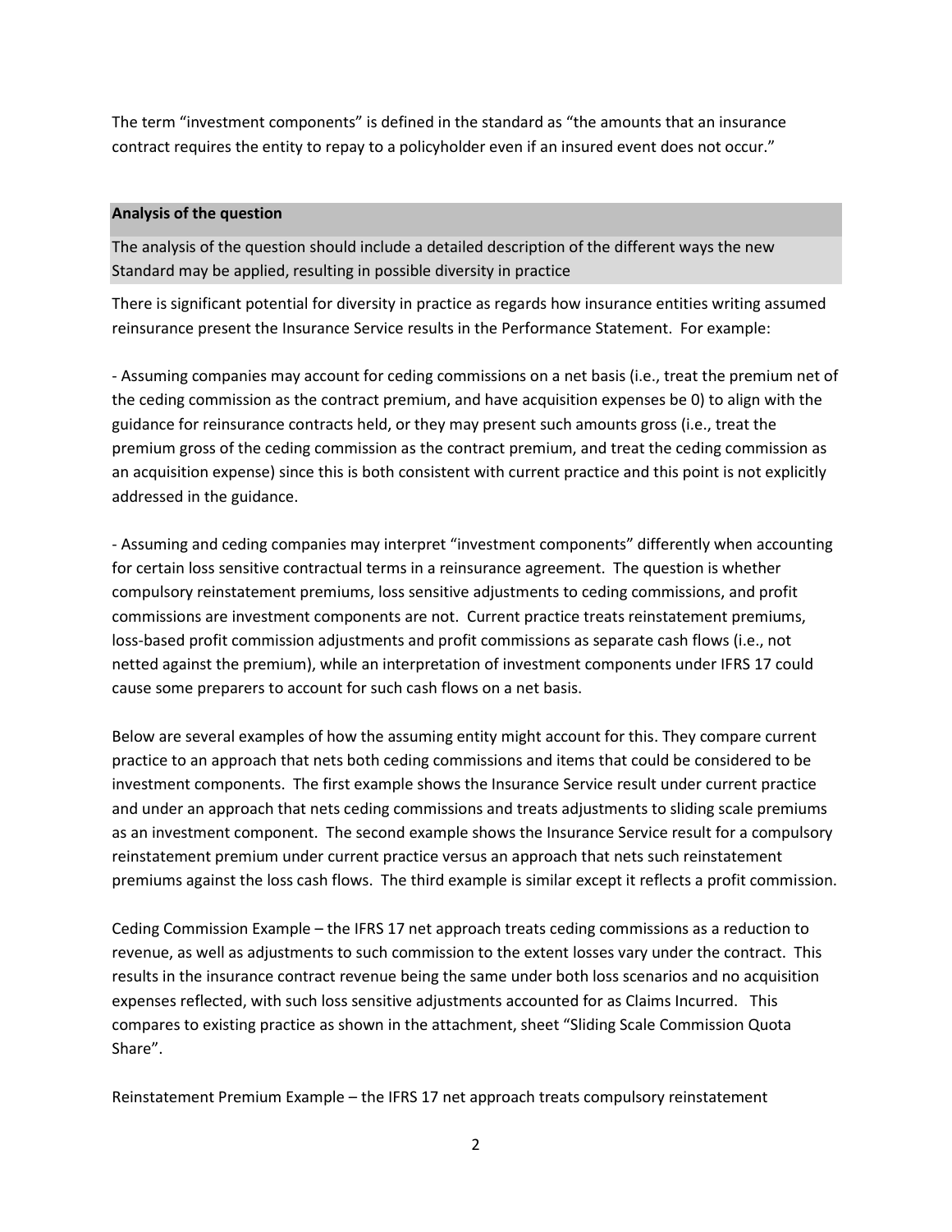The term "investment components" is defined in the standard as "the amounts that an insurance contract requires the entity to repay to a policyholder even if an insured event does not occur."

**Analysis of the question**

The analysis of the question should include a detailed description of the different ways the new Standard may be applied, resulting in possible diversity in practice

There is significant potential for diversity in practice as regards how insurance entities writing assumed reinsurance present the Insurance Service results in the Performance Statement. For example:

- Assuming companies may account for ceding commissions on a net basis (i.e., treat the premium net of the ceding commission as the contract premium, and have acquisition expenses be 0) to align with the guidance for reinsurance contracts held, or they may present such amounts gross (i.e., treat the premium gross of the ceding commission as the contract premium, and treat the ceding commission as an acquisition expense) since this is both consistent with current practice and this point is not explicitly addressed in the guidance.

- Assuming and ceding companies may interpret "investment components" differently when accounting for certain loss sensitive contractual terms in a reinsurance agreement. The question is whether compulsory reinstatement premiums, loss sensitive adjustments to ceding commissions, and profit commissions are investment components are not. Current practice treats reinstatement premiums, loss-based profit commission adjustments and profit commissions as separate cash flows (i.e., not netted against the premium), while an interpretation of investment components under IFRS 17 could cause some preparers to account for such cash flows on a net basis.

Below are several examples of how the assuming entity might account for this. They compare current practice to an approach that nets both ceding commissions and items that could be considered to be investment components. The first example shows the Insurance Service result under current practice and under an approach that nets ceding commissions and treats adjustments to sliding scale premiums as an investment component. The second example shows the Insurance Service result for a compulsory reinstatement premium under current practice versus an approach that nets such reinstatement premiums against the loss cash flows. The third example is similar except it reflects a profit commission.

Ceding Commission Example – the IFRS 17 net approach treats ceding commissions as a reduction to revenue, as well as adjustments to such commission to the extent losses vary under the contract. This results in the insurance contract revenue being the same under both loss scenarios and no acquisition expenses reflected, with such loss sensitive adjustments accounted for as Claims Incurred. This compares to existing practice as shown in the attachment, sheet "Sliding Scale Commission Quota Share".

Reinstatement Premium Example – the IFRS 17 net approach treats compulsory reinstatement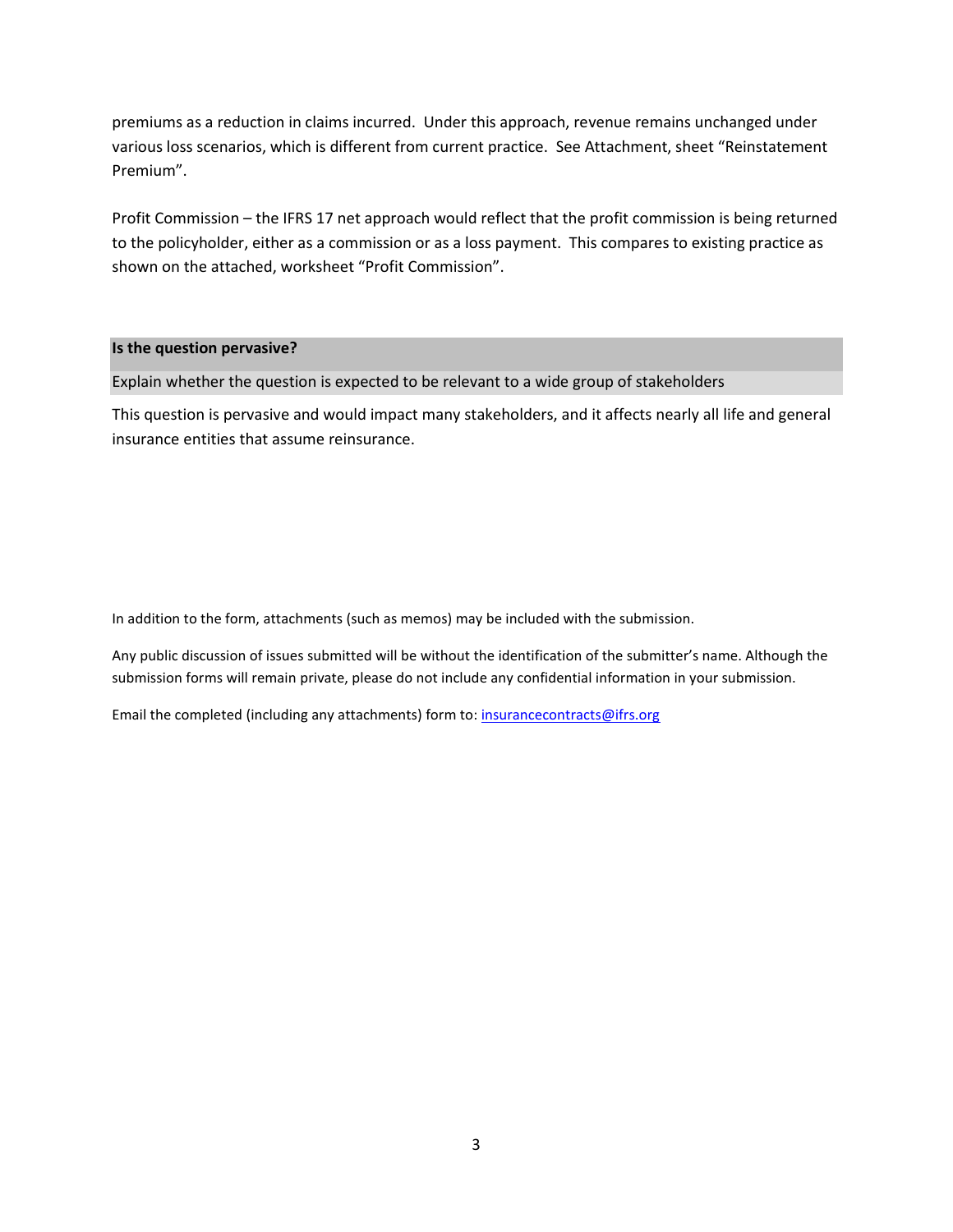premiums as a reduction in claims incurred. Under this approach, revenue remains unchanged under various loss scenarios, which is different from current practice. See Attachment, sheet "Reinstatement Premium".

Profit Commission – the IFRS 17 net approach would reflect that the profit commission is being returned to the policyholder, either as a commission or as a loss payment. This compares to existing practice as shown on the attached, worksheet "Profit Commission".

**Is the question pervasive?**

Explain whether the question is expected to be relevant to a wide group of stakeholders

This question is pervasive and would impact many stakeholders, and it affects nearly all life and general insurance entities that assume reinsurance.

In addition to the form, attachments (such as memos) may be included with the submission.

Any public discussion of issues submitted will be without the identification of the submitter's name. Although the submission forms will remain private, please do not include any confidential information in your submission.

Email the completed (including any attachments) form to: insurancecontracts@ifrs.org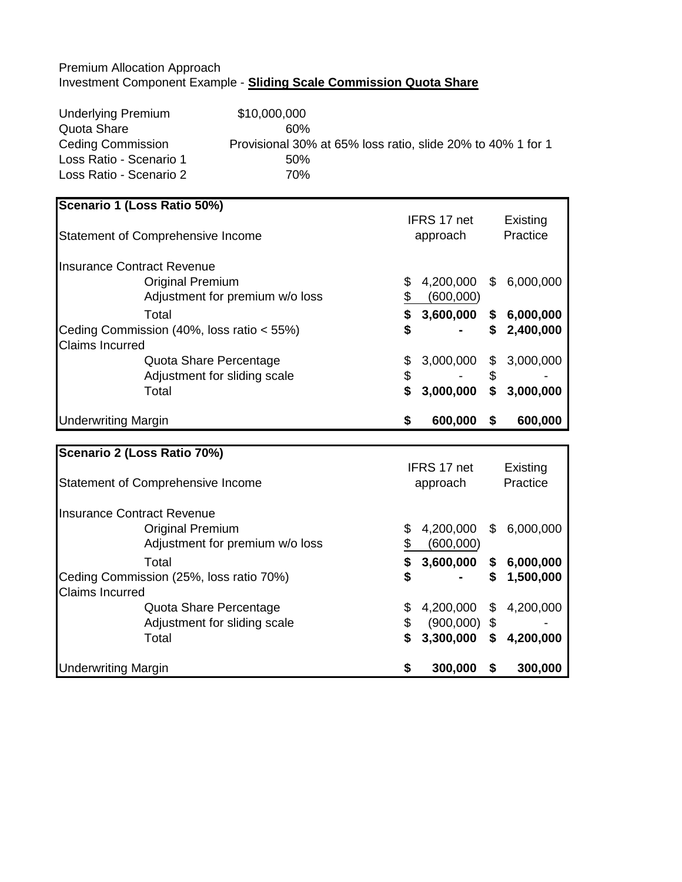Premium Allocation Approach

Investment Component Example - **Sliding Scale Commission Quota Share**

| | |
|---|---|
| Underlying Premium | $10,000,000 |
| Quota Share | 60% |
| Ceding Commission | Provisional 30% at 65% loss ratio, slide 20% to 40% 1 for 1 |
| Loss Ratio - Scenario 1 | 50% |
| Loss Ratio - Scenario 2 | 70% |

| **Scenario 1 (Loss Ratio 50%)** | | |
|---|---|---|
| Statement of Comprehensive Income | IFRS 17 net approach | Existing Practice |
| Insurance Contract Revenue | | |
| Original Premium | $ 4,200,000 | $ 6,000,000 |
| Adjustment for premium w/o loss | $ (600,000) | |
| Total | **$ 3,600,000** | **$ 6,000,000** |
| Ceding Commission (40%, loss ratio < 55%) | **$ -** | **$ 2,400,000** |
| Claims Incurred | | |
| Quota Share Percentage | $ 3,000,000 | $ 3,000,000 |
| Adjustment for sliding scale | $ - | $ - |
| Total | **$ 3,000,000** | **$ 3,000,000** |
| Underwriting Margin | **$ 600,000** | **$ 600,000** |

| **Scenario 2 (Loss Ratio 70%)** | | |
|---|---|---|
| Statement of Comprehensive Income | IFRS 17 net approach | Existing Practice |
| Insurance Contract Revenue | | |
| Original Premium | $ 4,200,000 | $ 6,000,000 |
| Adjustment for premium w/o loss | $ (600,000) | |
| Total | **$ 3,600,000** | **$ 6,000,000** |
| Ceding Commission (25%, loss ratio 70%) | **$ -** | **$ 1,500,000** |
| Claims Incurred | | |
| Quota Share Percentage | $ 4,200,000 | $ 4,200,000 |
| Adjustment for sliding scale | $ (900,000) | $ - |
| Total | **$ 3,300,000** | **$ 4,200,000** |
| Underwriting Margin | **$ 300,000** | **$ 300,000** |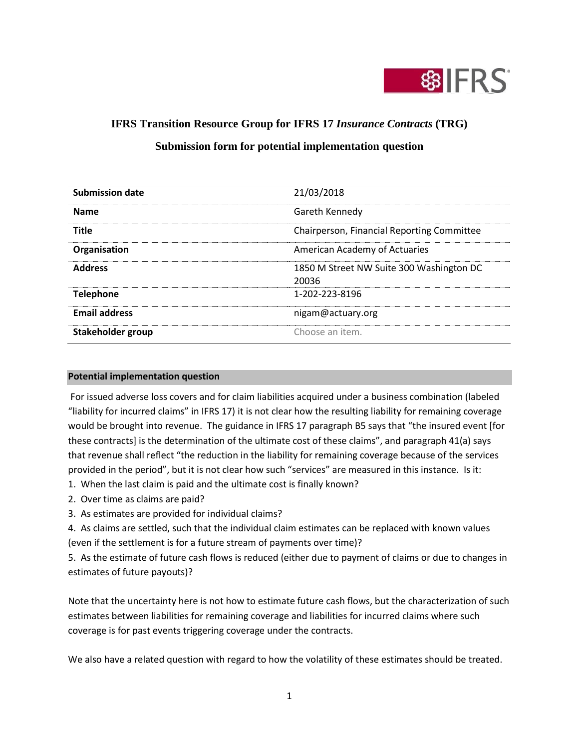# IFRS Transition Resource Group for IFRS 17 *Insurance Contracts* (TRG)

## Submission form for potential implementation question

| Submission date | 21/03/2018 |
|---|---|
| **Name** | Gareth Kennedy |
| **Title** | Chairperson, Financial Reporting Committee |
| **Organisation** | American Academy of Actuaries |
| **Address** | 1850 M Street NW Suite 300 Washington DC 20036 |
| **Telephone** | 1-202-223-8196 |
| **Email address** | nigam@actuary.org |
| **Stakeholder group** | Choose an item. |

**Potential implementation question**

For issued adverse loss covers and for claim liabilities acquired under a business combination (labeled "liability for incurred claims" in IFRS 17) it is not clear how the resulting liability for remaining coverage would be brought into revenue. The guidance in IFRS 17 paragraph B5 says that "the insured event [for these contracts] is the determination of the ultimate cost of these claims", and paragraph 41(a) says that revenue shall reflect "the reduction in the liability for remaining coverage because of the services provided in the period", but it is not clear how such "services" are measured in this instance. Is it:

1. When the last claim is paid and the ultimate cost is finally known?
2. Over time as claims are paid?
3. As estimates are provided for individual claims?
4. As claims are settled, such that the individual claim estimates can be replaced with known values (even if the settlement is for a future stream of payments over time)?
5. As the estimate of future cash flows is reduced (either due to payment of claims or due to changes in estimates of future payouts)?

Note that the uncertainty here is not how to estimate future cash flows, but the characterization of such estimates between liabilities for remaining coverage and liabilities for incurred claims where such coverage is for past events triggering coverage under the contracts.

We also have a related question with regard to how the volatility of these estimates should be treated.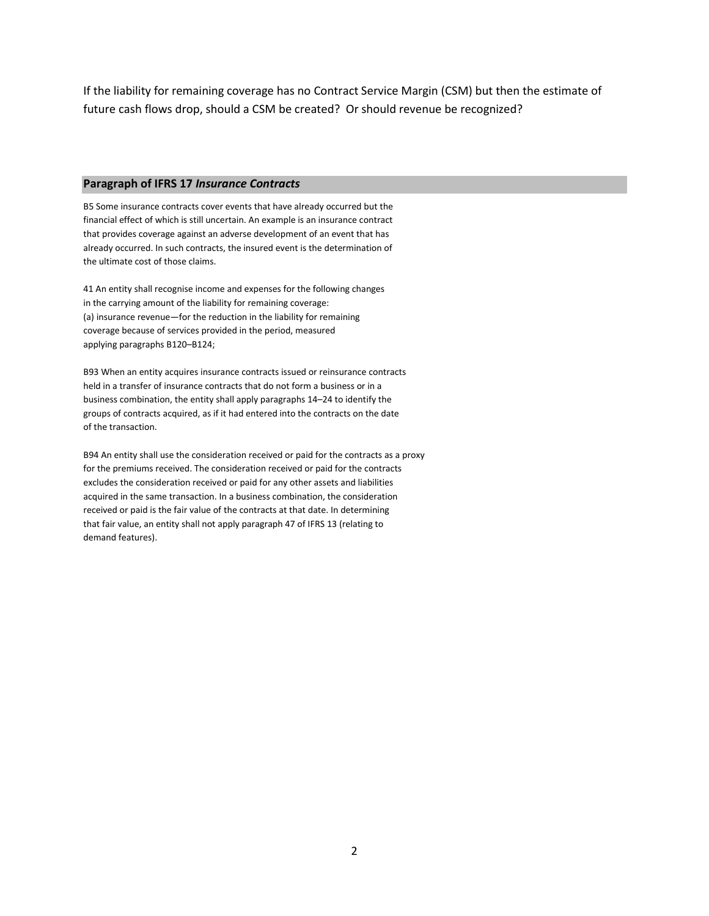If the liability for remaining coverage has no Contract Service Margin (CSM) but then the estimate of future cash flows drop, should a CSM be created? Or should revenue be recognized?

## Paragraph of IFRS 17 *Insurance Contracts*

B5 Some insurance contracts cover events that have already occurred but the financial effect of which is still uncertain. An example is an insurance contract that provides coverage against an adverse development of an event that has already occurred. In such contracts, the insured event is the determination of the ultimate cost of those claims.

41 An entity shall recognise income and expenses for the following changes in the carrying amount of the liability for remaining coverage:
(a) insurance revenue—for the reduction in the liability for remaining coverage because of services provided in the period, measured applying paragraphs B120–B124;

B93 When an entity acquires insurance contracts issued or reinsurance contracts held in a transfer of insurance contracts that do not form a business or in a business combination, the entity shall apply paragraphs 14–24 to identify the groups of contracts acquired, as if it had entered into the contracts on the date of the transaction.

B94 An entity shall use the consideration received or paid for the contracts as a proxy for the premiums received. The consideration received or paid for the contracts excludes the consideration received or paid for any other assets and liabilities acquired in the same transaction. In a business combination, the consideration received or paid is the fair value of the contracts at that date. In determining that fair value, an entity shall not apply paragraph 47 of IFRS 13 (relating to demand features).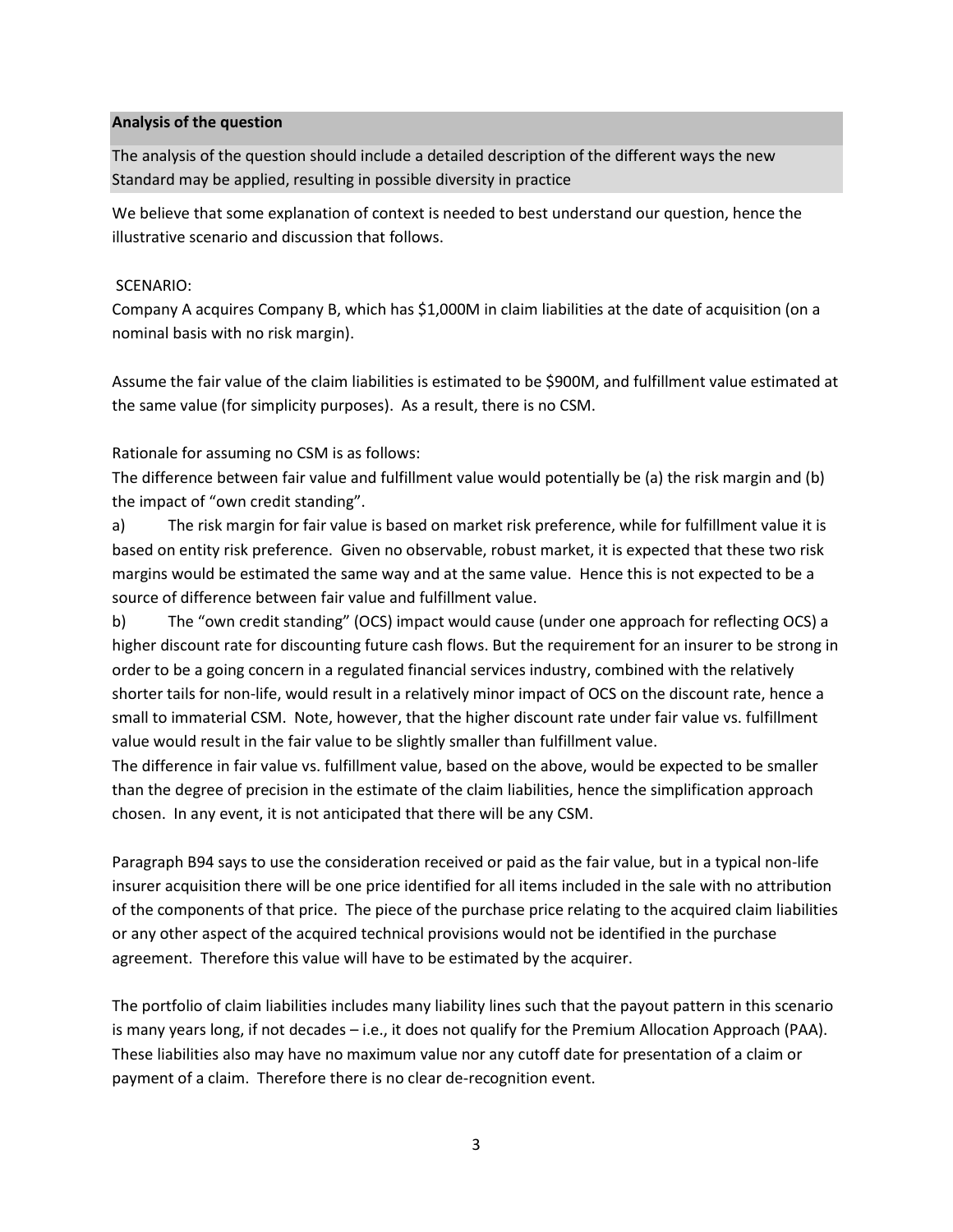**Analysis of the question**

The analysis of the question should include a detailed description of the different ways the new Standard may be applied, resulting in possible diversity in practice

We believe that some explanation of context is needed to best understand our question, hence the illustrative scenario and discussion that follows.

SCENARIO:

Company A acquires Company B, which has $1,000M in claim liabilities at the date of acquisition (on a nominal basis with no risk margin).

Assume the fair value of the claim liabilities is estimated to be $900M, and fulfillment value estimated at the same value (for simplicity purposes). As a result, there is no CSM.

Rationale for assuming no CSM is as follows:

The difference between fair value and fulfillment value would potentially be (a) the risk margin and (b) the impact of "own credit standing".

a) The risk margin for fair value is based on market risk preference, while for fulfillment value it is based on entity risk preference. Given no observable, robust market, it is expected that these two risk margins would be estimated the same way and at the same value. Hence this is not expected to be a source of difference between fair value and fulfillment value.

b) The "own credit standing" (OCS) impact would cause (under one approach for reflecting OCS) a higher discount rate for discounting future cash flows. But the requirement for an insurer to be strong in order to be a going concern in a regulated financial services industry, combined with the relatively shorter tails for non-life, would result in a relatively minor impact of OCS on the discount rate, hence a small to immaterial CSM. Note, however, that the higher discount rate under fair value vs. fulfillment value would result in the fair value to be slightly smaller than fulfillment value.

The difference in fair value vs. fulfillment value, based on the above, would be expected to be smaller than the degree of precision in the estimate of the claim liabilities, hence the simplification approach chosen. In any event, it is not anticipated that there will be any CSM.

Paragraph B94 says to use the consideration received or paid as the fair value, but in a typical non-life insurer acquisition there will be one price identified for all items included in the sale with no attribution of the components of that price. The piece of the purchase price relating to the acquired claim liabilities or any other aspect of the acquired technical provisions would not be identified in the purchase agreement. Therefore this value will have to be estimated by the acquirer.

The portfolio of claim liabilities includes many liability lines such that the payout pattern in this scenario is many years long, if not decades – i.e., it does not qualify for the Premium Allocation Approach (PAA). These liabilities also may have no maximum value nor any cutoff date for presentation of a claim or payment of a claim. Therefore there is no clear de-recognition event.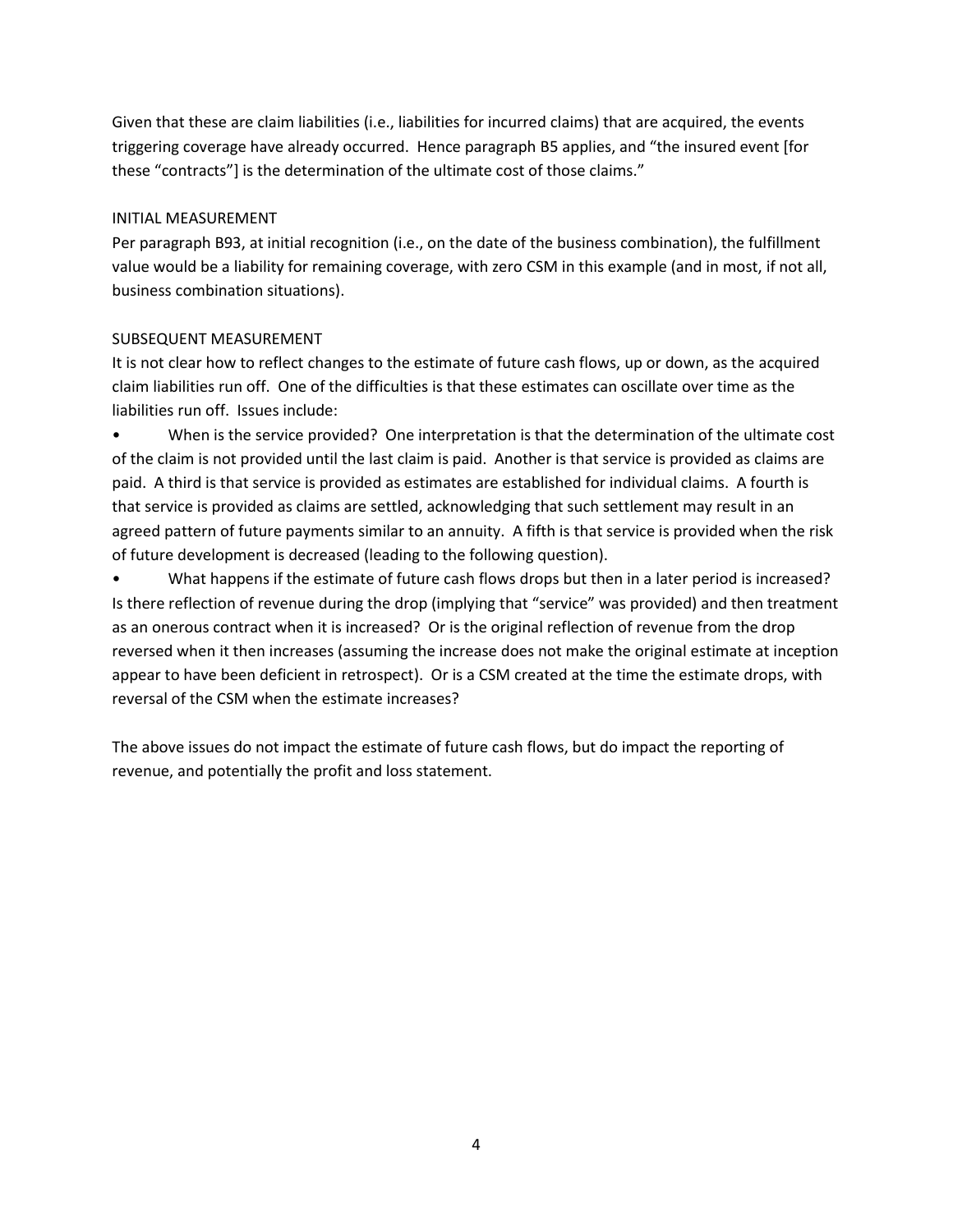Given that these are claim liabilities (i.e., liabilities for incurred claims) that are acquired, the events triggering coverage have already occurred. Hence paragraph B5 applies, and "the insured event [for these "contracts"] is the determination of the ultimate cost of those claims."

INITIAL MEASUREMENT

Per paragraph B93, at initial recognition (i.e., on the date of the business combination), the fulfillment value would be a liability for remaining coverage, with zero CSM in this example (and in most, if not all, business combination situations).

SUBSEQUENT MEASUREMENT

It is not clear how to reflect changes to the estimate of future cash flows, up or down, as the acquired claim liabilities run off. One of the difficulties is that these estimates can oscillate over time as the liabilities run off. Issues include:

- When is the service provided? One interpretation is that the determination of the ultimate cost of the claim is not provided until the last claim is paid. Another is that service is provided as claims are paid. A third is that service is provided as estimates are established for individual claims. A fourth is that service is provided as claims are settled, acknowledging that such settlement may result in an agreed pattern of future payments similar to an annuity. A fifth is that service is provided when the risk of future development is decreased (leading to the following question).
- What happens if the estimate of future cash flows drops but then in a later period is increased? Is there reflection of revenue during the drop (implying that "service" was provided) and then treatment as an onerous contract when it is increased? Or is the original reflection of revenue from the drop reversed when it then increases (assuming the increase does not make the original estimate at inception appear to have been deficient in retrospect). Or is a CSM created at the time the estimate drops, with reversal of the CSM when the estimate increases?

The above issues do not impact the estimate of future cash flows, but do impact the reporting of revenue, and potentially the profit and loss statement.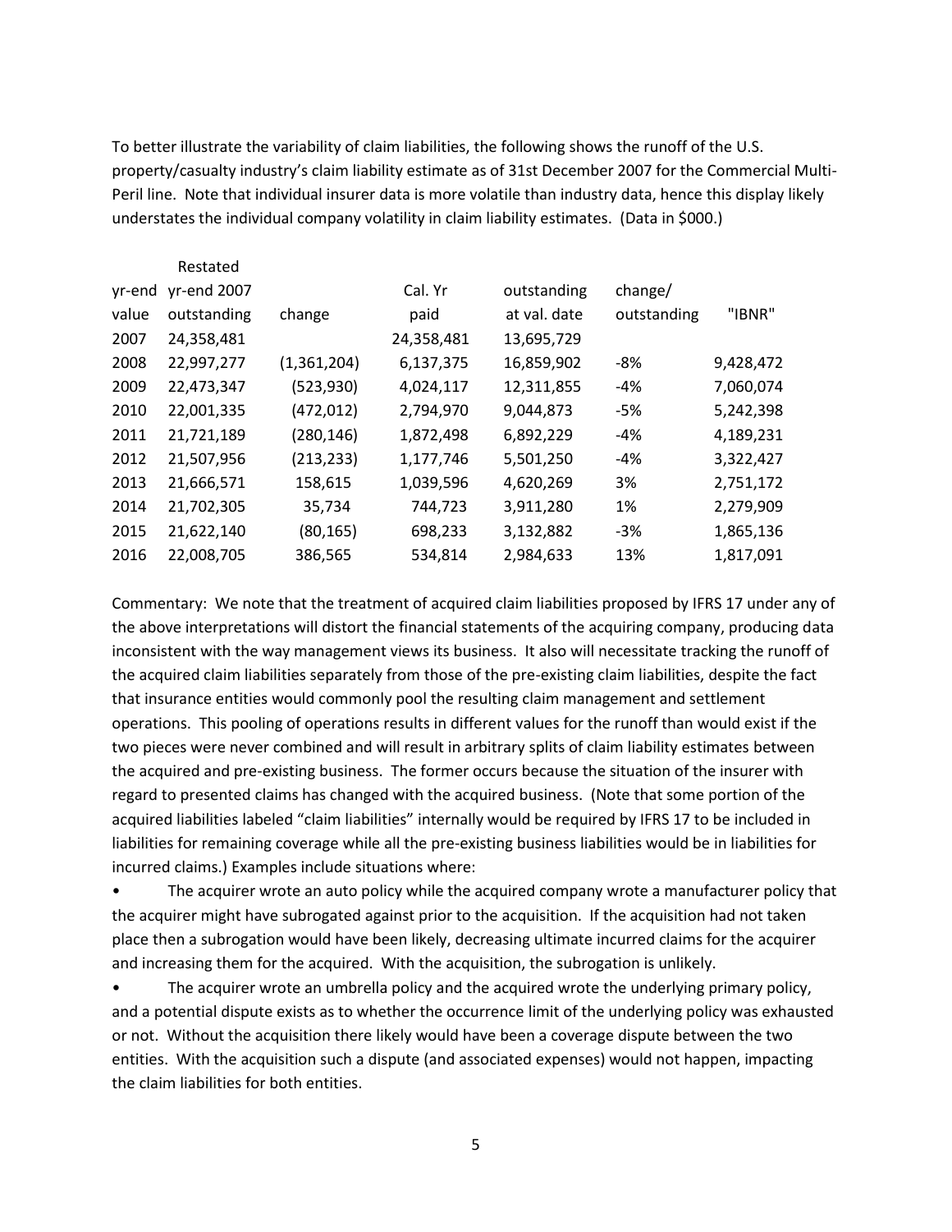To better illustrate the variability of claim liabilities, the following shows the runoff of the U.S. property/casualty industry's claim liability estimate as of 31st December 2007 for the Commercial Multi-Peril line. Note that individual insurer data is more volatile than industry data, hence this display likely understates the individual company volatility in claim liability estimates. (Data in $000.)

| yr-end value | Restated yr-end 2007 outstanding | change | Cal. Yr paid | outstanding at val. date | change/ outstanding | "IBNR" |
|---|---|---|---|---|---|---|
| 2007 | 24,358,481 | | 24,358,481 | 13,695,729 | | |
| 2008 | 22,997,277 | (1,361,204) | 6,137,375 | 16,859,902 | -8% | 9,428,472 |
| 2009 | 22,473,347 | (523,930) | 4,024,117 | 12,311,855 | -4% | 7,060,074 |
| 2010 | 22,001,335 | (472,012) | 2,794,970 | 9,044,873 | -5% | 5,242,398 |
| 2011 | 21,721,189 | (280,146) | 1,872,498 | 6,892,229 | -4% | 4,189,231 |
| 2012 | 21,507,956 | (213,233) | 1,177,746 | 5,501,250 | -4% | 3,322,427 |
| 2013 | 21,666,571 | 158,615 | 1,039,596 | 4,620,269 | 3% | 2,751,172 |
| 2014 | 21,702,305 | 35,734 | 744,723 | 3,911,280 | 1% | 2,279,909 |
| 2015 | 21,622,140 | (80,165) | 698,233 | 3,132,882 | -3% | 1,865,136 |
| 2016 | 22,008,705 | 386,565 | 534,814 | 2,984,633 | 13% | 1,817,091 |

Commentary: We note that the treatment of acquired claim liabilities proposed by IFRS 17 under any of the above interpretations will distort the financial statements of the acquiring company, producing data inconsistent with the way management views its business. It also will necessitate tracking the runoff of the acquired claim liabilities separately from those of the pre-existing claim liabilities, despite the fact that insurance entities would commonly pool the resulting claim management and settlement operations. This pooling of operations results in different values for the runoff than would exist if the two pieces were never combined and will result in arbitrary splits of claim liability estimates between the acquired and pre-existing business. The former occurs because the situation of the insurer with regard to presented claims has changed with the acquired business. (Note that some portion of the acquired liabilities labeled "claim liabilities" internally would be required by IFRS 17 to be included in liabilities for remaining coverage while all the pre-existing business liabilities would be in liabilities for incurred claims.) Examples include situations where:

- The acquirer wrote an auto policy while the acquired company wrote a manufacturer policy that the acquirer might have subrogated against prior to the acquisition. If the acquisition had not taken place then a subrogation would have been likely, decreasing ultimate incurred claims for the acquirer and increasing them for the acquired. With the acquisition, the subrogation is unlikely.
- The acquirer wrote an umbrella policy and the acquired wrote the underlying primary policy, and a potential dispute exists as to whether the occurrence limit of the underlying policy was exhausted or not. Without the acquisition there likely would have been a coverage dispute between the two entities. With the acquisition such a dispute (and associated expenses) would not happen, impacting the claim liabilities for both entities.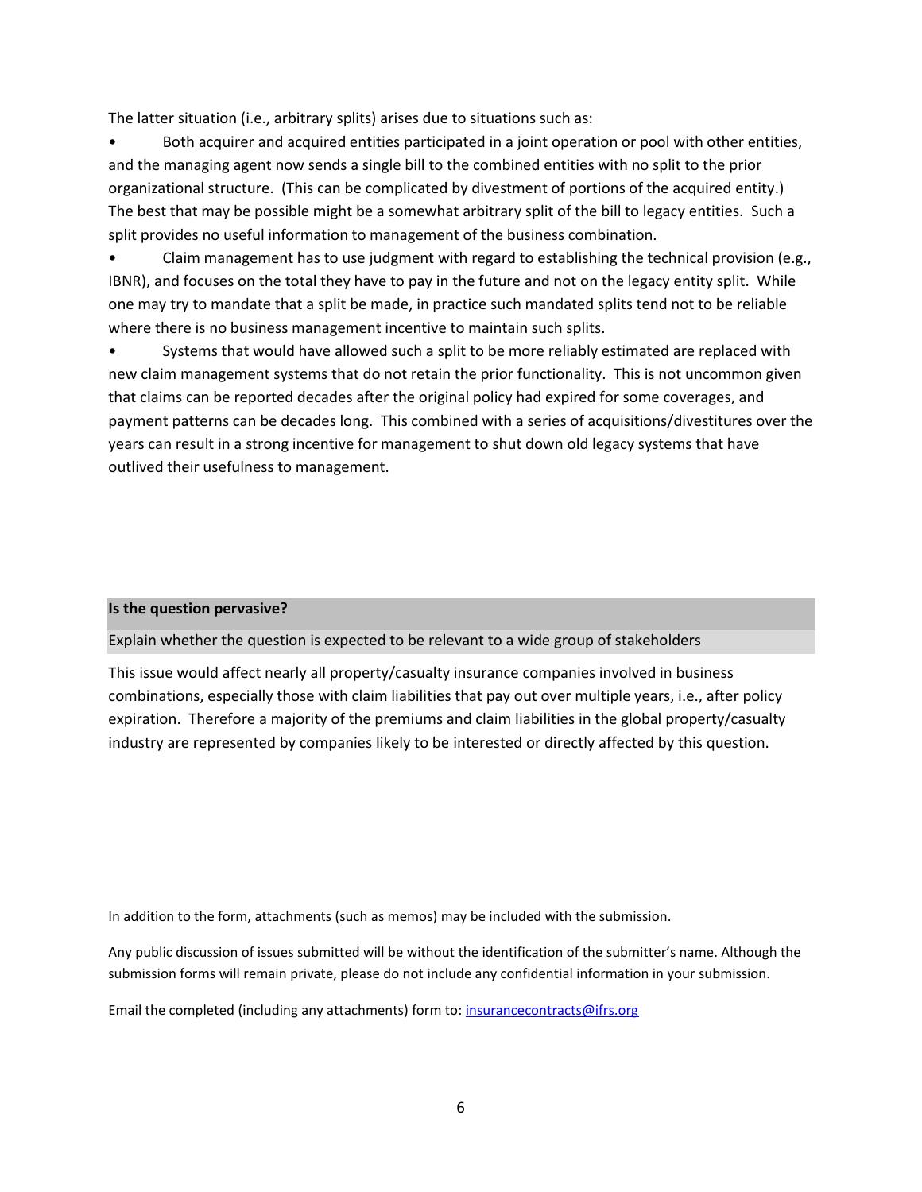The latter situation (i.e., arbitrary splits) arises due to situations such as:

- Both acquirer and acquired entities participated in a joint operation or pool with other entities, and the managing agent now sends a single bill to the combined entities with no split to the prior organizational structure. (This can be complicated by divestment of portions of the acquired entity.) The best that may be possible might be a somewhat arbitrary split of the bill to legacy entities. Such a split provides no useful information to management of the business combination.
- Claim management has to use judgment with regard to establishing the technical provision (e.g., IBNR), and focuses on the total they have to pay in the future and not on the legacy entity split. While one may try to mandate that a split be made, in practice such mandated splits tend not to be reliable where there is no business management incentive to maintain such splits.
- Systems that would have allowed such a split to be more reliably estimated are replaced with new claim management systems that do not retain the prior functionality. This is not uncommon given that claims can be reported decades after the original policy had expired for some coverages, and payment patterns can be decades long. This combined with a series of acquisitions/divestitures over the years can result in a strong incentive for management to shut down old legacy systems that have outlived their usefulness to management.

**Is the question pervasive?**

Explain whether the question is expected to be relevant to a wide group of stakeholders

This issue would affect nearly all property/casualty insurance companies involved in business combinations, especially those with claim liabilities that pay out over multiple years, i.e., after policy expiration. Therefore a majority of the premiums and claim liabilities in the global property/casualty industry are represented by companies likely to be interested or directly affected by this question.

In addition to the form, attachments (such as memos) may be included with the submission.

Any public discussion of issues submitted will be without the identification of the submitter's name. Although the submission forms will remain private, please do not include any confidential information in your submission.

Email the completed (including any attachments) form to: [insurancecontracts@ifrs.org](mailto:insurancecontracts@ifrs.org)